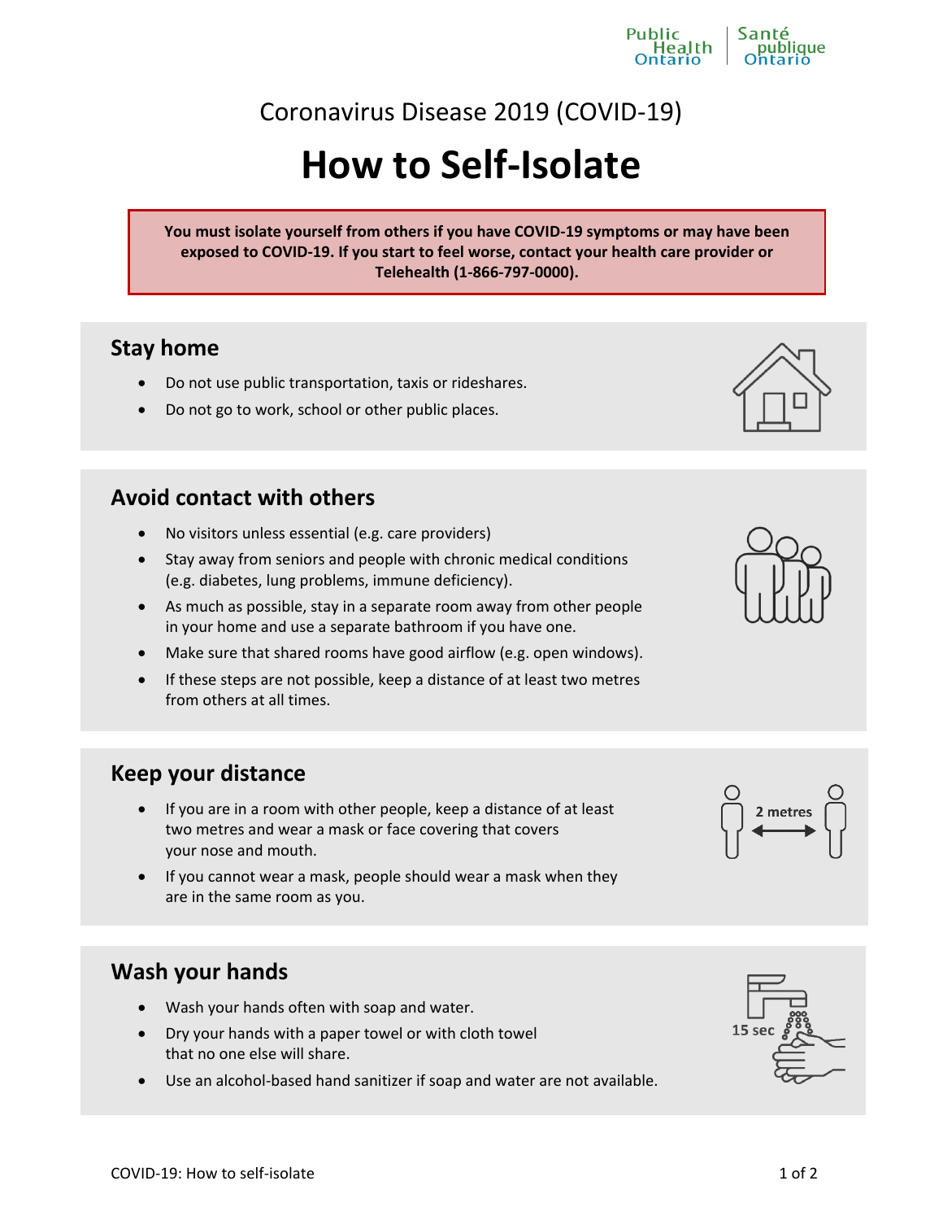Coronavirus Disease 2019 (COVID-19)

# How to Self-Isolate

**You must isolate yourself from others if you have COVID-19 symptoms or may have been exposed to COVID-19. If you start to feel worse, contact your health care provider or Telehealth (1-866-797-0000).**

## Stay home

- Do not use public transportation, taxis or rideshares.
- Do not go to work, school or other public places.

## Avoid contact with others

- No visitors unless essential (e.g. care providers)
- Stay away from seniors and people with chronic medical conditions (e.g. diabetes, lung problems, immune deficiency).
- As much as possible, stay in a separate room away from other people in your home and use a separate bathroom if you have one.
- Make sure that shared rooms have good airflow (e.g. open windows).
- If these steps are not possible, keep a distance of at least two metres from others at all times.

## Keep your distance

- If you are in a room with other people, keep a distance of at least two metres and wear a mask or face covering that covers your nose and mouth.
- If you cannot wear a mask, people should wear a mask when they are in the same room as you.

## Wash your hands

- Wash your hands often with soap and water.
- Dry your hands with a paper towel or with cloth towel that no one else will share.
- Use an alcohol-based hand sanitizer if soap and water are not available.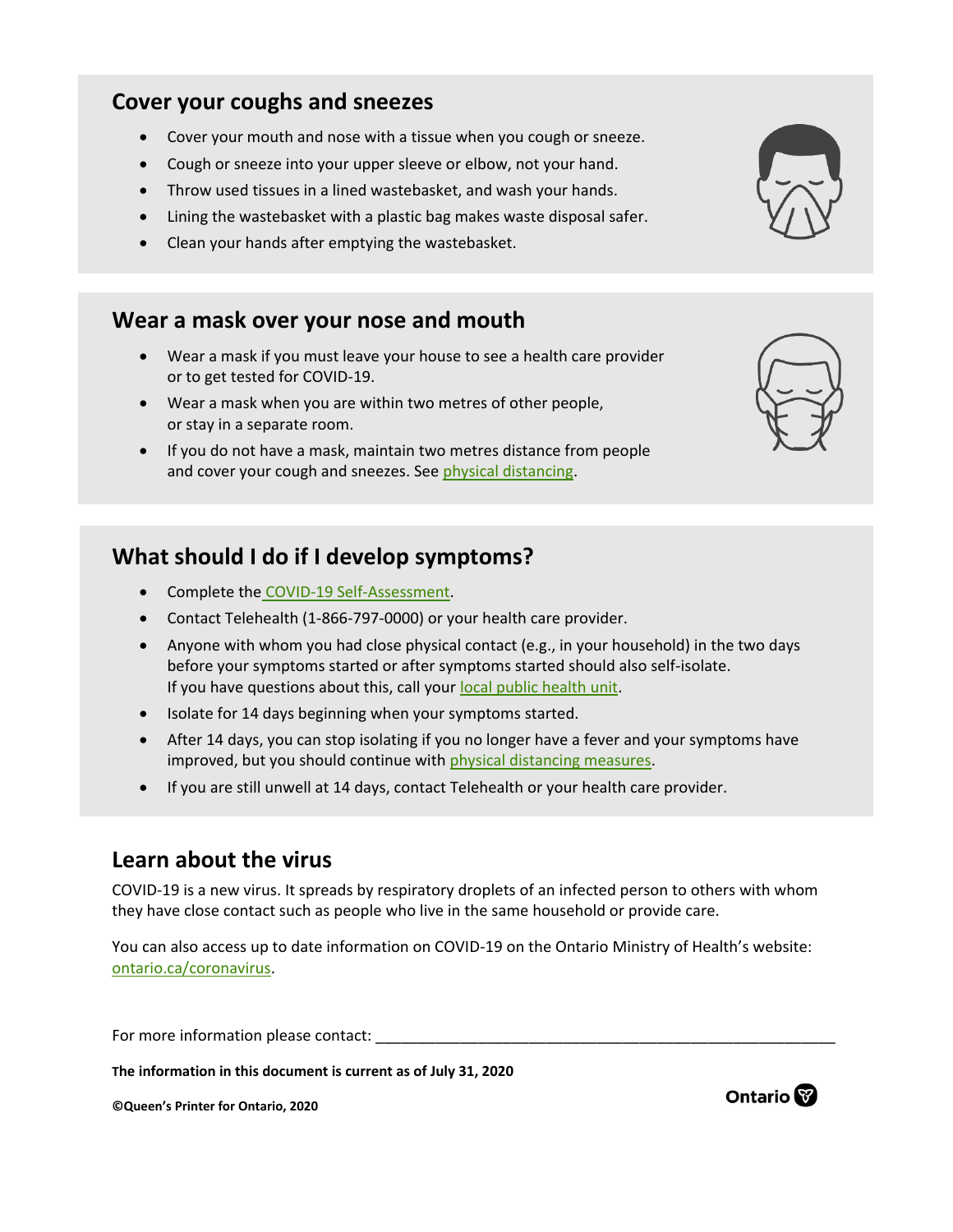## Cover your coughs and sneezes

- Cover your mouth and nose with a tissue when you cough or sneeze.
- Cough or sneeze into your upper sleeve or elbow, not your hand.
- Throw used tissues in a lined wastebasket, and wash your hands.
- Lining the wastebasket with a plastic bag makes waste disposal safer.
- Clean your hands after emptying the wastebasket.

## Wear a mask over your nose and mouth

- Wear a mask if you must leave your house to see a health care provider or to get tested for COVID-19.
- Wear a mask when you are within two metres of other people, or stay in a separate room.
- If you do not have a mask, maintain two metres distance from people and cover your cough and sneezes. See physical distancing.

## What should I do if I develop symptoms?

- Complete the COVID-19 Self-Assessment.
- Contact Telehealth (1-866-797-0000) or your health care provider.
- Anyone with whom you had close physical contact (e.g., in your household) in the two days before your symptoms started or after symptoms started should also self-isolate. If you have questions about this, call your local public health unit.
- Isolate for 14 days beginning when your symptoms started.
- After 14 days, you can stop isolating if you no longer have a fever and your symptoms have improved, but you should continue with physical distancing measures.
- If you are still unwell at 14 days, contact Telehealth or your health care provider.

## Learn about the virus

COVID-19 is a new virus. It spreads by respiratory droplets of an infected person to others with whom they have close contact such as people who live in the same household or provide care.

You can also access up to date information on COVID-19 on the Ontario Ministry of Health's website: ontario.ca/coronavirus.

For more information please contact: ______________________________________________________

**The information in this document is current as of July 31, 2020**

**©Queen's Printer for Ontario, 2020**

Ontario